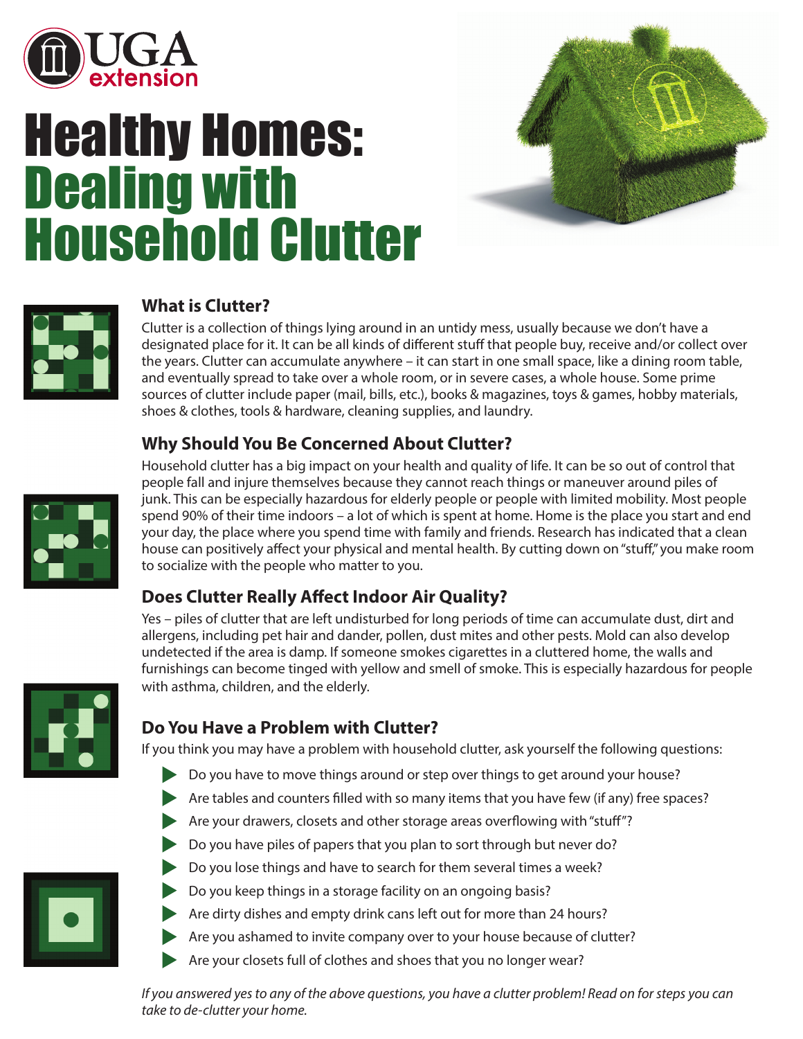UGA extension

# Healthy Homes: Dealing with Household Clutter

## What is Clutter?

Clutter is a collection of things lying around in an untidy mess, usually because we don't have a designated place for it. It can be all kinds of different stuff that people buy, receive and/or collect over the years. Clutter can accumulate anywhere – it can start in one small space, like a dining room table, and eventually spread to take over a whole room, or in severe cases, a whole house. Some prime sources of clutter include paper (mail, bills, etc.), books & magazines, toys & games, hobby materials, shoes & clothes, tools & hardware, cleaning supplies, and laundry.

## Why Should You Be Concerned About Clutter?

Household clutter has a big impact on your health and quality of life. It can be so out of control that people fall and injure themselves because they cannot reach things or maneuver around piles of junk. This can be especially hazardous for elderly people or people with limited mobility. Most people spend 90% of their time indoors – a lot of which is spent at home. Home is the place you start and end your day, the place where you spend time with family and friends. Research has indicated that a clean house can positively affect your physical and mental health. By cutting down on "stuff," you make room to socialize with the people who matter to you.

## Does Clutter Really Affect Indoor Air Quality?

Yes – piles of clutter that are left undisturbed for long periods of time can accumulate dust, dirt and allergens, including pet hair and dander, pollen, dust mites and other pests. Mold can also develop undetected if the area is damp. If someone smokes cigarettes in a cluttered home, the walls and furnishings can become tinged with yellow and smell of smoke. This is especially hazardous for people with asthma, children, and the elderly.

## Do You Have a Problem with Clutter?

If you think you may have a problem with household clutter, ask yourself the following questions:

- Do you have to move things around or step over things to get around your house?
- Are tables and counters filled with so many items that you have few (if any) free spaces?
- Are your drawers, closets and other storage areas overflowing with "stuff"?
- Do you have piles of papers that you plan to sort through but never do?
- Do you lose things and have to search for them several times a week?
- Do you keep things in a storage facility on an ongoing basis?
- Are dirty dishes and empty drink cans left out for more than 24 hours?
- Are you ashamed to invite company over to your house because of clutter?
- Are your closets full of clothes and shoes that you no longer wear?

*If you answered yes to any of the above questions, you have a clutter problem! Read on for steps you can take to de-clutter your home.*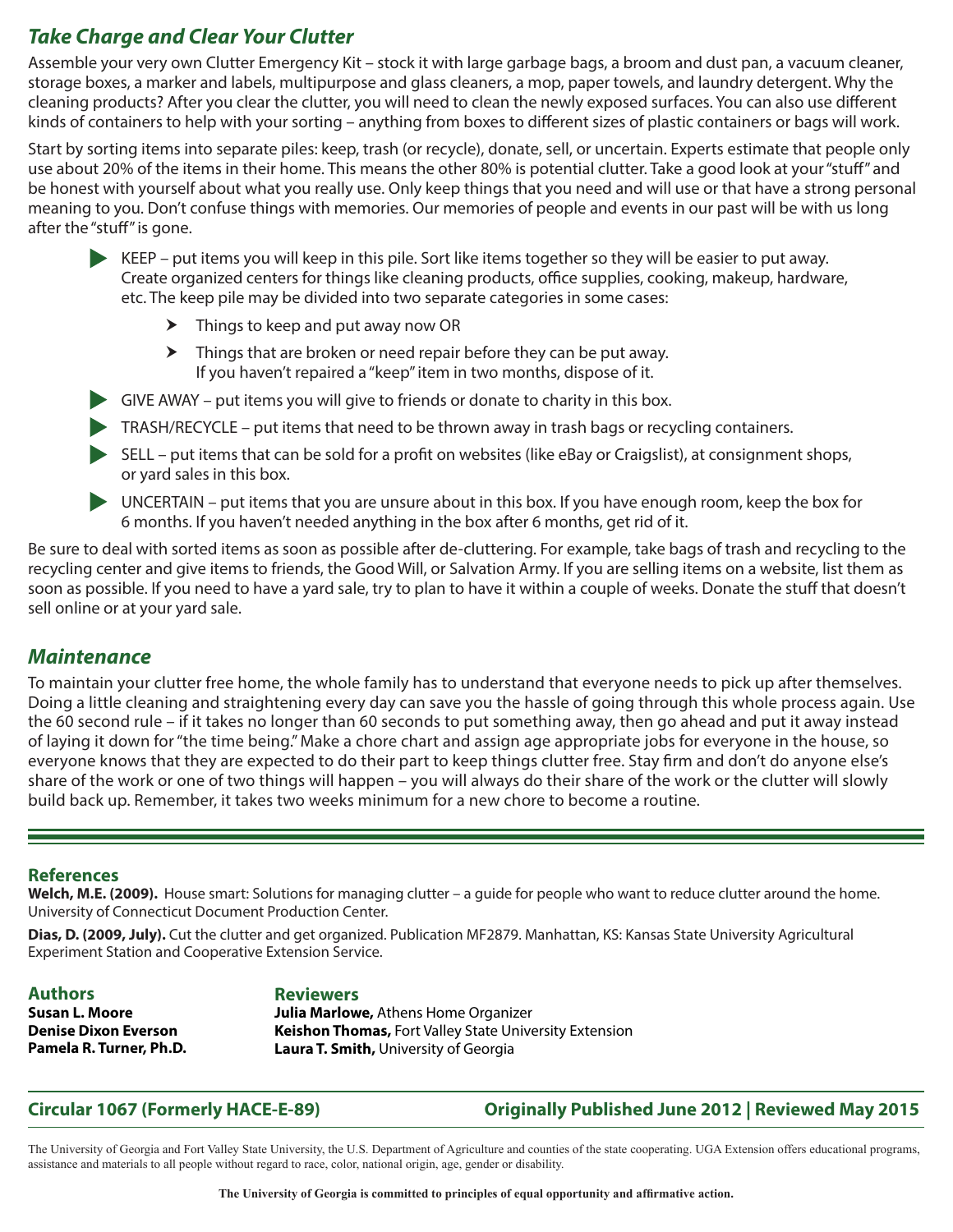## *Take Charge and Clear Your Clutter*

Assemble your very own Clutter Emergency Kit – stock it with large garbage bags, a broom and dust pan, a vacuum cleaner, storage boxes, a marker and labels, multipurpose and glass cleaners, a mop, paper towels, and laundry detergent. Why the cleaning products? After you clear the clutter, you will need to clean the newly exposed surfaces. You can also use different kinds of containers to help with your sorting – anything from boxes to different sizes of plastic containers or bags will work.

Start by sorting items into separate piles: keep, trash (or recycle), donate, sell, or uncertain. Experts estimate that people only use about 20% of the items in their home. This means the other 80% is potential clutter. Take a good look at your "stuff" and be honest with yourself about what you really use. Only keep things that you need and will use or that have a strong personal meaning to you. Don't confuse things with memories. Our memories of people and events in our past will be with us long after the "stuff" is gone.

- KEEP – put items you will keep in this pile. Sort like items together so they will be easier to put away. Create organized centers for things like cleaning products, office supplies, cooking, makeup, hardware, etc. The keep pile may be divided into two separate categories in some cases:
  - Things to keep and put away now OR
  - Things that are broken or need repair before they can be put away. If you haven't repaired a "keep" item in two months, dispose of it.
- GIVE AWAY – put items you will give to friends or donate to charity in this box.
- TRASH/RECYCLE – put items that need to be thrown away in trash bags or recycling containers.
- SELL – put items that can be sold for a profit on websites (like eBay or Craigslist), at consignment shops, or yard sales in this box.
- UNCERTAIN – put items that you are unsure about in this box. If you have enough room, keep the box for 6 months. If you haven't needed anything in the box after 6 months, get rid of it.

Be sure to deal with sorted items as soon as possible after de-cluttering. For example, take bags of trash and recycling to the recycling center and give items to friends, the Good Will, or Salvation Army. If you are selling items on a website, list them as soon as possible. If you need to have a yard sale, try to plan to have it within a couple of weeks. Donate the stuff that doesn't sell online or at your yard sale.

## *Maintenance*

To maintain your clutter free home, the whole family has to understand that everyone needs to pick up after themselves. Doing a little cleaning and straightening every day can save you the hassle of going through this whole process again. Use the 60 second rule – if it takes no longer than 60 seconds to put something away, then go ahead and put it away instead of laying it down for "the time being." Make a chore chart and assign age appropriate jobs for everyone in the house, so everyone knows that they are expected to do their part to keep things clutter free. Stay firm and don't do anyone else's share of the work or one of two things will happen – you will always do their share of the work or the clutter will slowly build back up. Remember, it takes two weeks minimum for a new chore to become a routine.

### References

**Welch, M.E. (2009).** House smart: Solutions for managing clutter – a guide for people who want to reduce clutter around the home. University of Connecticut Document Production Center.

**Dias, D. (2009, July).** Cut the clutter and get organized. Publication MF2879. Manhattan, KS: Kansas State University Agricultural Experiment Station and Cooperative Extension Service.

### Authors

**Susan L. Moore**
**Denise Dixon Everson**
**Pamela R. Turner, Ph.D.**

### Reviewers

**Julia Marlowe,** Athens Home Organizer
**Keishon Thomas,** Fort Valley State University Extension
**Laura T. Smith,** University of Georgia

**Circular 1067 (Formerly HACE-E-89)** | **Originally Published June 2012 | Reviewed May 2015**

The University of Georgia and Fort Valley State University, the U.S. Department of Agriculture and counties of the state cooperating. UGA Extension offers educational programs, assistance and materials to all people without regard to race, color, national origin, age, gender or disability.

**The University of Georgia is committed to principles of equal opportunity and affirmative action.**